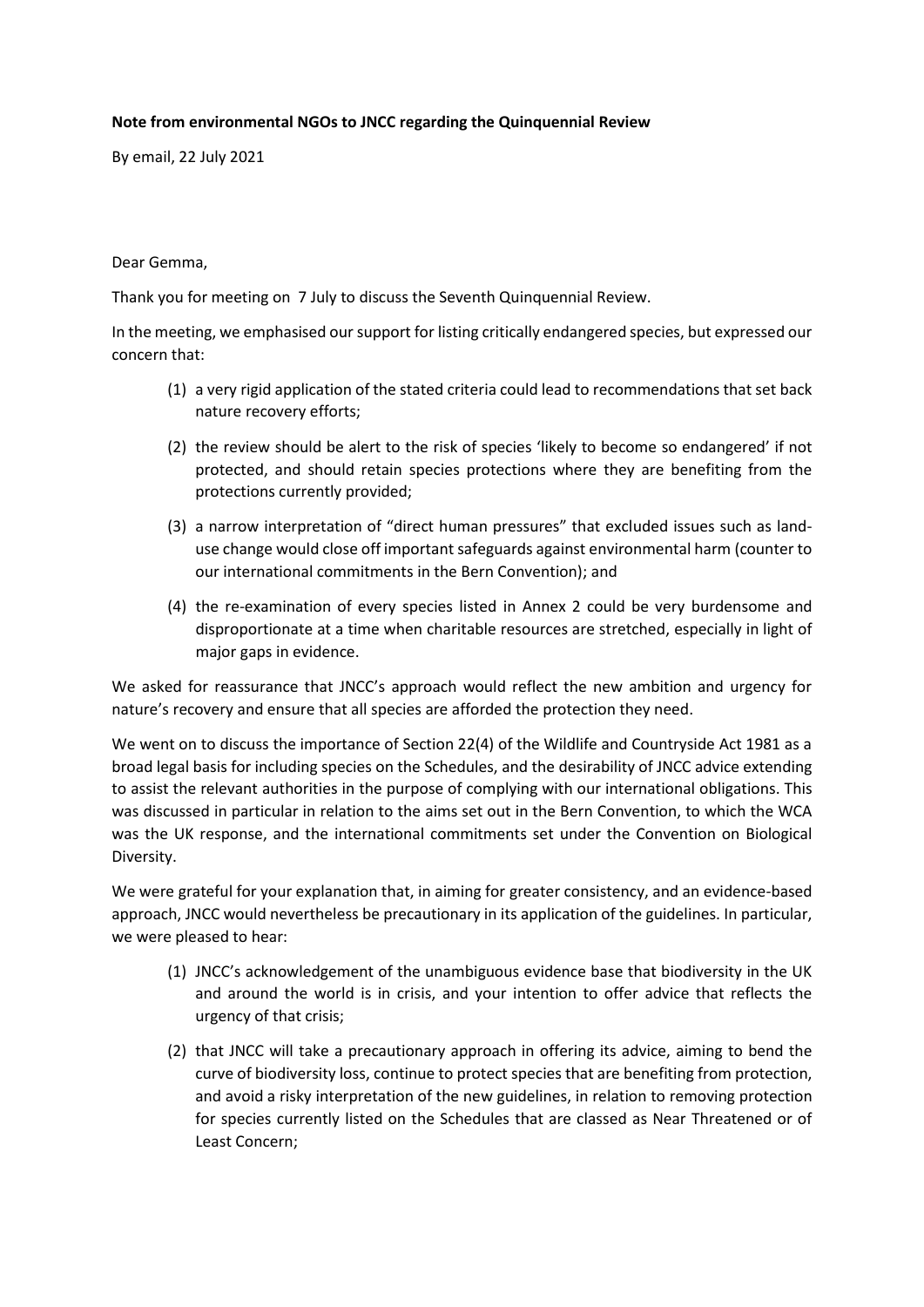**Note from environmental NGOs to JNCC regarding the Quinquennial Review**

By email, 22 July 2021

Dear Gemma,

Thank you for meeting on 7 July to discuss the Seventh Quinquennial Review.

In the meeting, we emphasised our support for listing critically endangered species, but expressed our concern that:

(1) a very rigid application of the stated criteria could lead to recommendations that set back nature recovery efforts;

(2) the review should be alert to the risk of species 'likely to become so endangered' if not protected, and should retain species protections where they are benefiting from the protections currently provided;

(3) a narrow interpretation of "direct human pressures" that excluded issues such as land-use change would close off important safeguards against environmental harm (counter to our international commitments in the Bern Convention); and

(4) the re-examination of every species listed in Annex 2 could be very burdensome and disproportionate at a time when charitable resources are stretched, especially in light of major gaps in evidence.

We asked for reassurance that JNCC's approach would reflect the new ambition and urgency for nature's recovery and ensure that all species are afforded the protection they need.

We went on to discuss the importance of Section 22(4) of the Wildlife and Countryside Act 1981 as a broad legal basis for including species on the Schedules, and the desirability of JNCC advice extending to assist the relevant authorities in the purpose of complying with our international obligations. This was discussed in particular in relation to the aims set out in the Bern Convention, to which the WCA was the UK response, and the international commitments set under the Convention on Biological Diversity.

We were grateful for your explanation that, in aiming for greater consistency, and an evidence-based approach, JNCC would nevertheless be precautionary in its application of the guidelines. In particular, we were pleased to hear:

(1) JNCC's acknowledgement of the unambiguous evidence base that biodiversity in the UK and around the world is in crisis, and your intention to offer advice that reflects the urgency of that crisis;

(2) that JNCC will take a precautionary approach in offering its advice, aiming to bend the curve of biodiversity loss, continue to protect species that are benefiting from protection, and avoid a risky interpretation of the new guidelines, in relation to removing protection for species currently listed on the Schedules that are classed as Near Threatened or of Least Concern;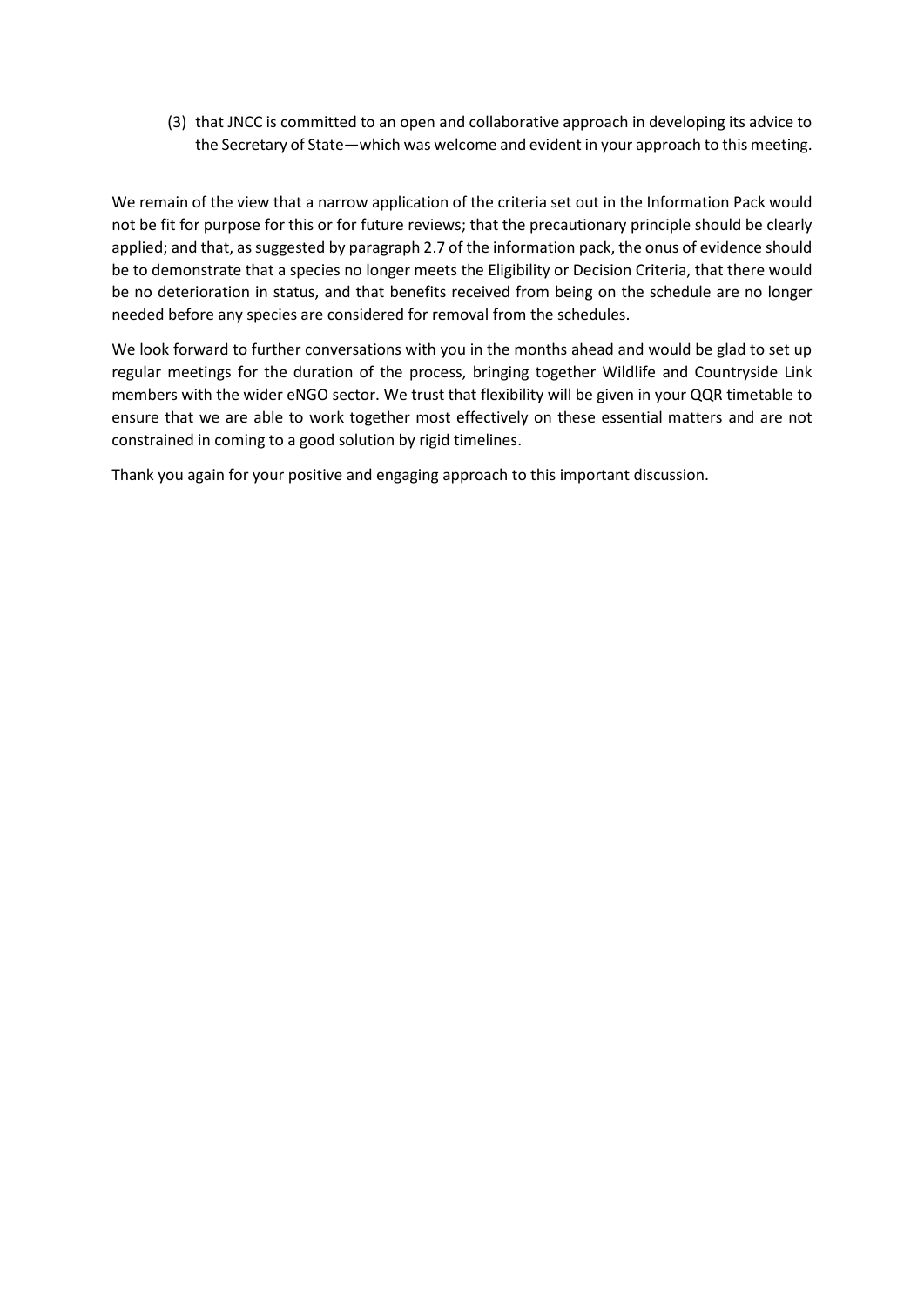(3) that JNCC is committed to an open and collaborative approach in developing its advice to the Secretary of State—which was welcome and evident in your approach to this meeting.

We remain of the view that a narrow application of the criteria set out in the Information Pack would not be fit for purpose for this or for future reviews; that the precautionary principle should be clearly applied; and that, as suggested by paragraph 2.7 of the information pack, the onus of evidence should be to demonstrate that a species no longer meets the Eligibility or Decision Criteria, that there would be no deterioration in status, and that benefits received from being on the schedule are no longer needed before any species are considered for removal from the schedules.

We look forward to further conversations with you in the months ahead and would be glad to set up regular meetings for the duration of the process, bringing together Wildlife and Countryside Link members with the wider eNGO sector. We trust that flexibility will be given in your QQR timetable to ensure that we are able to work together most effectively on these essential matters and are not constrained in coming to a good solution by rigid timelines.

Thank you again for your positive and engaging approach to this important discussion.